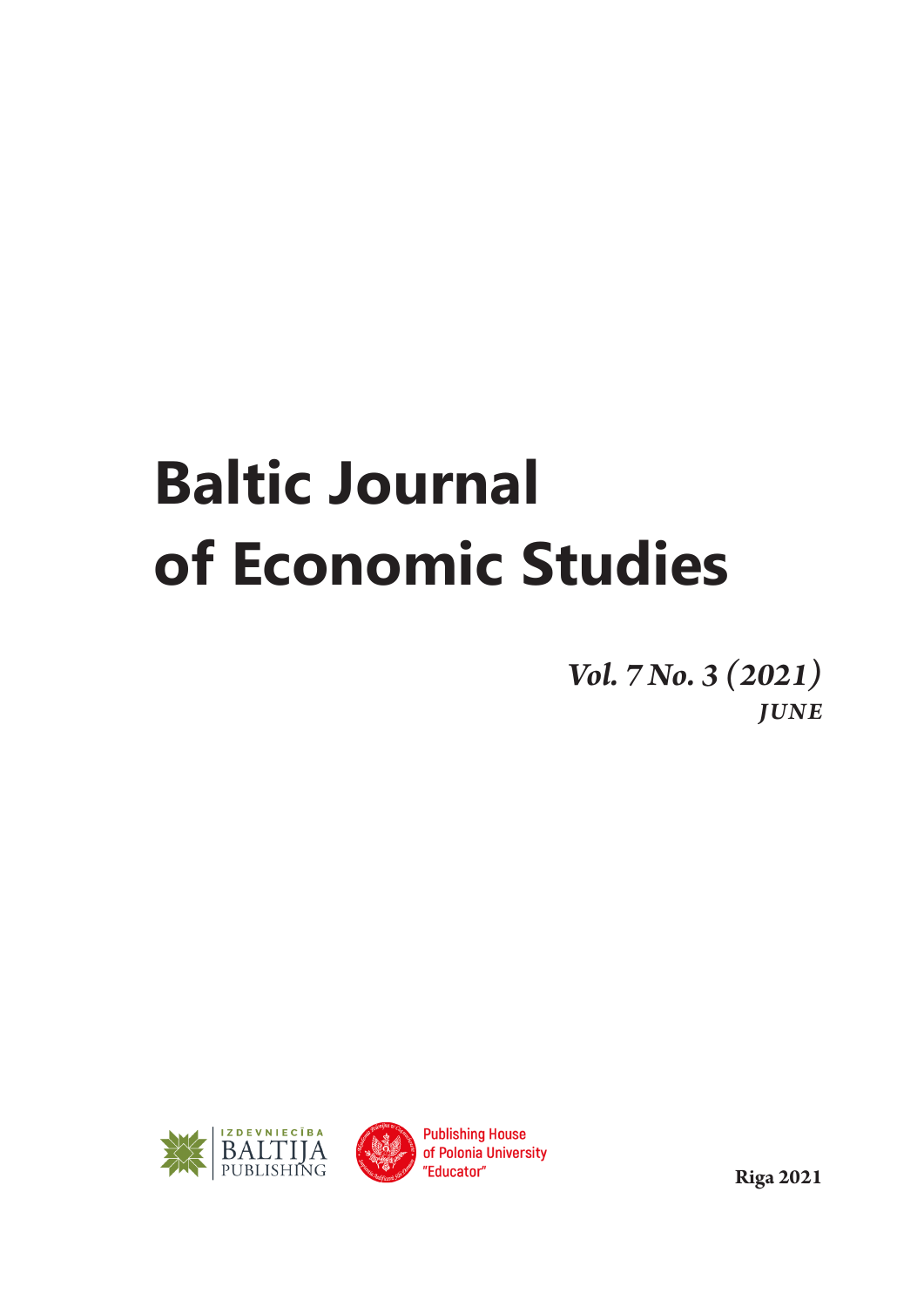# Baltic Journal of Economic Studies

*Vol. 7 No. 3 (2021)*
***JUNE***

IZDEVNIECĪBA BALTIJA PUBLISHING

Publishing House of Polonia University "Educator"

**Riga 2021**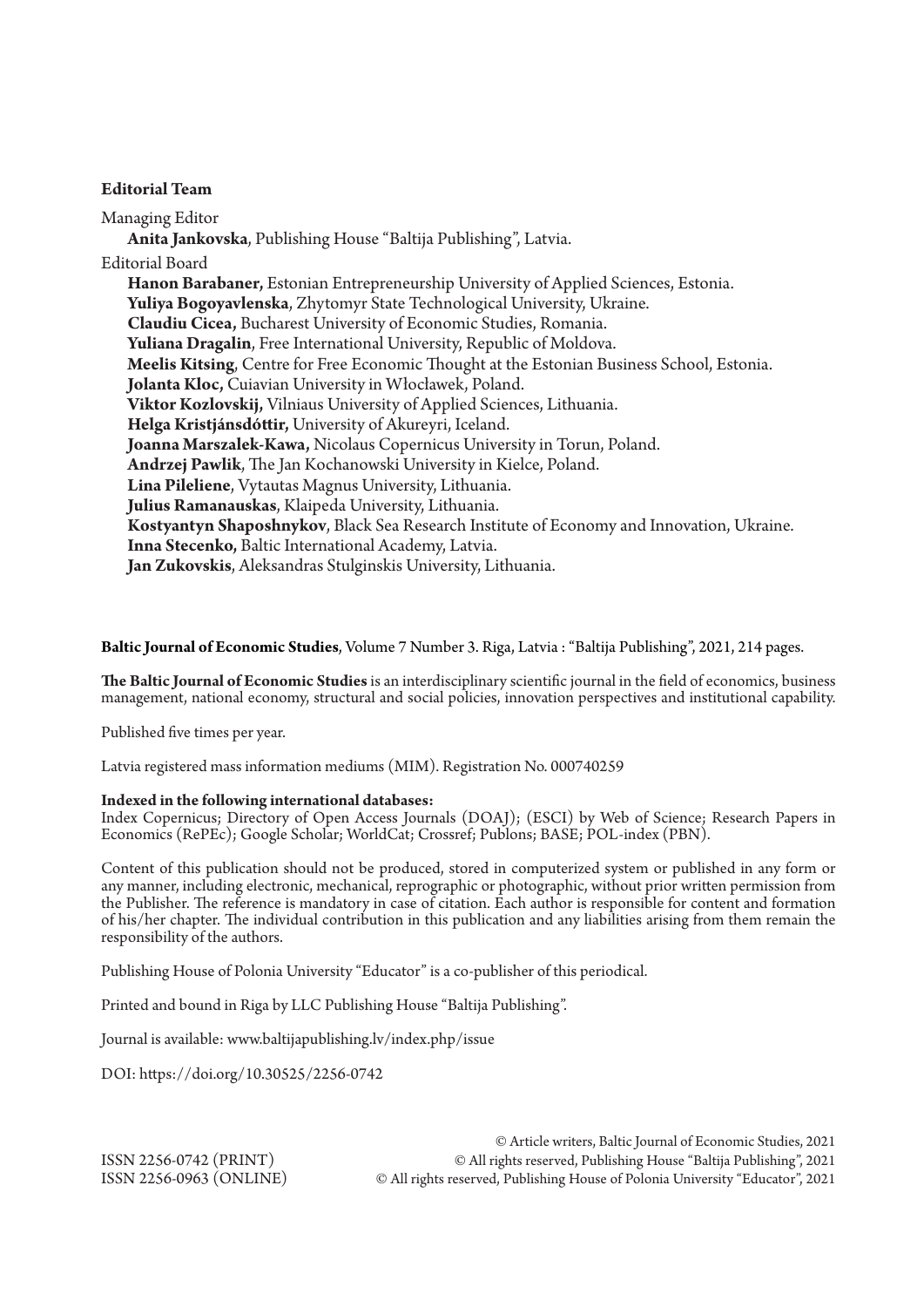**Editorial Team**

Managing Editor

**Anita Jankovska**, Publishing House "Baltija Publishing", Latvia.

Editorial Board

**Hanon Barabaner,** Estonian Entrepreneurship University of Applied Sciences, Estonia.
**Yuliya Bogoyavlenska**, Zhytomyr State Technological University, Ukraine.
**Claudiu Cicea,** Bucharest University of Economic Studies, Romania.
**Yuliana Dragalin**, Free International University, Republic of Moldova.
**Meelis Kitsing**, Centre for Free Economic Thought at the Estonian Business School, Estonia.
**Jolanta Kloc,** Cuiavian University in Włocławek, Poland.
**Viktor Kozlovskij,** Vilniaus University of Applied Sciences, Lithuania.
**Helga Kristjánsdóttir,** University of Akureyri, Iceland.
**Joanna Marszalek-Kawa,** Nicolaus Copernicus University in Torun, Poland.
**Andrzej Pawlik**, The Jan Kochanowski University in Kielce, Poland.
**Lina Pileliene**, Vytautas Magnus University, Lithuania.
**Julius Ramanauskas**, Klaipeda University, Lithuania.
**Kostyantyn Shaposhnykov**, Black Sea Research Institute of Economy and Innovation, Ukraine.
**Inna Stecenko,** Baltic International Academy, Latvia.
**Jan Zukovskis**, Aleksandras Stulginskis University, Lithuania.

**Baltic Journal of Economic Studies**, Volume 7 Number 3. Riga, Latvia : "Baltija Publishing", 2021, 214 pages.

**The Baltic Journal of Economic Studies** is an interdisciplinary scientific journal in the field of economics, business management, national economy, structural and social policies, innovation perspectives and institutional capability.

Published five times per year.

Latvia registered mass information mediums (MIM). Registration No. 000740259

**Indexed in the following international databases:**
Index Copernicus; Directory of Open Access Journals (DOAJ); (ESCI) by Web of Science; Research Papers in Economics (RePEc); Google Scholar; WorldCat; Crossref; Publons; BASE; POL-index (PBN).

Content of this publication should not be produced, stored in computerized system or published in any form or any manner, including electronic, mechanical, reprographic or photographic, without prior written permission from the Publisher. The reference is mandatory in case of citation. Each author is responsible for content and formation of his/her chapter. The individual contribution in this publication and any liabilities arising from them remain the responsibility of the authors.

Publishing House of Polonia University "Educator" is a co-publisher of this periodical.

Printed and bound in Riga by LLC Publishing House "Baltija Publishing".

Journal is available: www.baltijapublishing.lv/index.php/issue

DOI: https://doi.org/10.30525/2256-0742

ISSN 2256-0742 (PRINT)
ISSN 2256-0963 (ONLINE)

© Article writers, Baltic Journal of Economic Studies, 2021
© All rights reserved, Publishing House "Baltija Publishing", 2021
© All rights reserved, Publishing House of Polonia University "Educator", 2021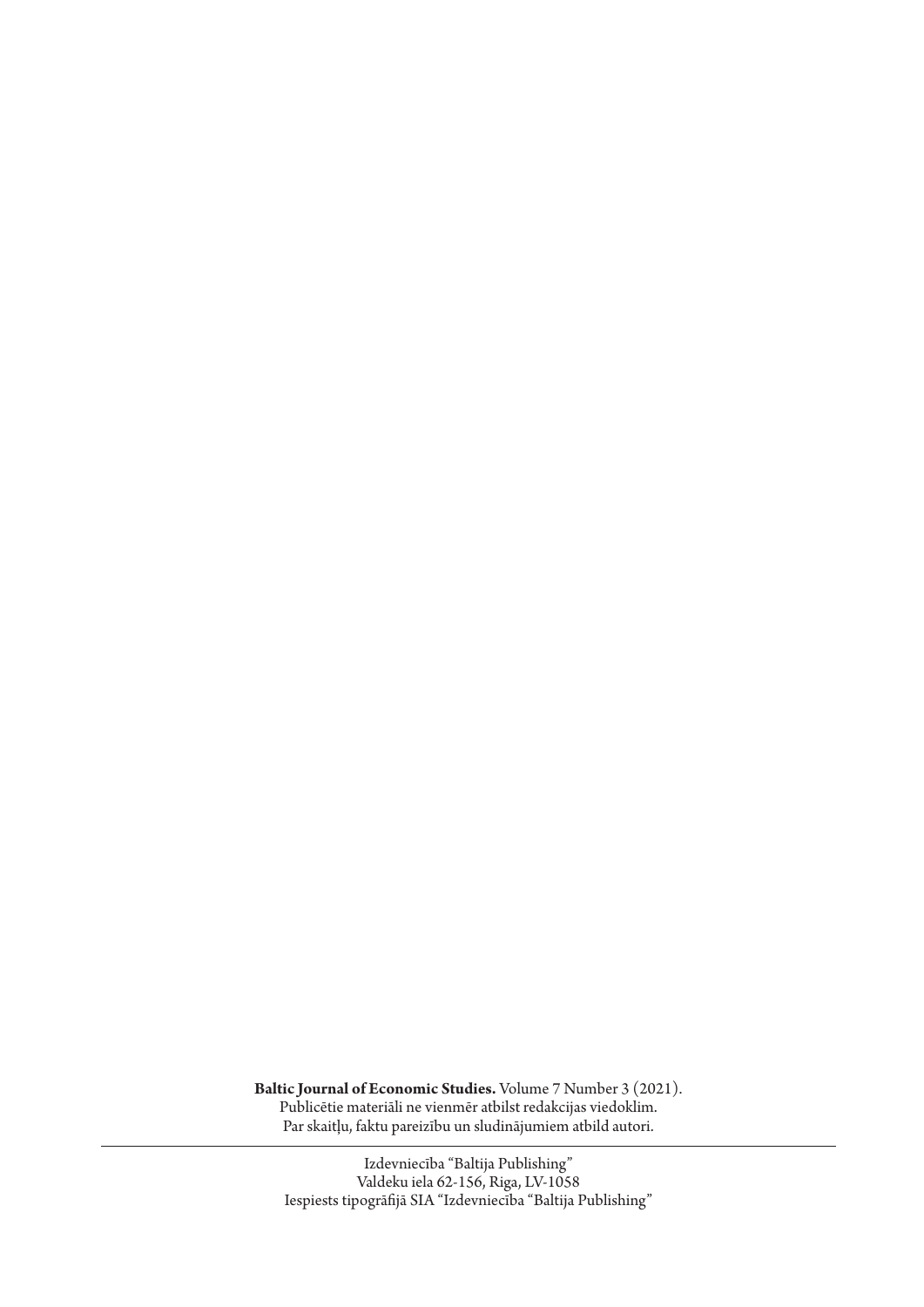**Baltic Journal of Economic Studies.** Volume 7 Number 3 (2021).
Publicētie materiāli ne vienmēr atbilst redakcijas viedoklim.
Par skaitļu, faktu pareizību un sludinājumiem atbild autori.

---

Izdevniecība "Baltija Publishing"
Valdeku iela 62-156, Riga, LV-1058
Iespiests tipogrāfijā SIA "Izdevniecība "Baltija Publishing"